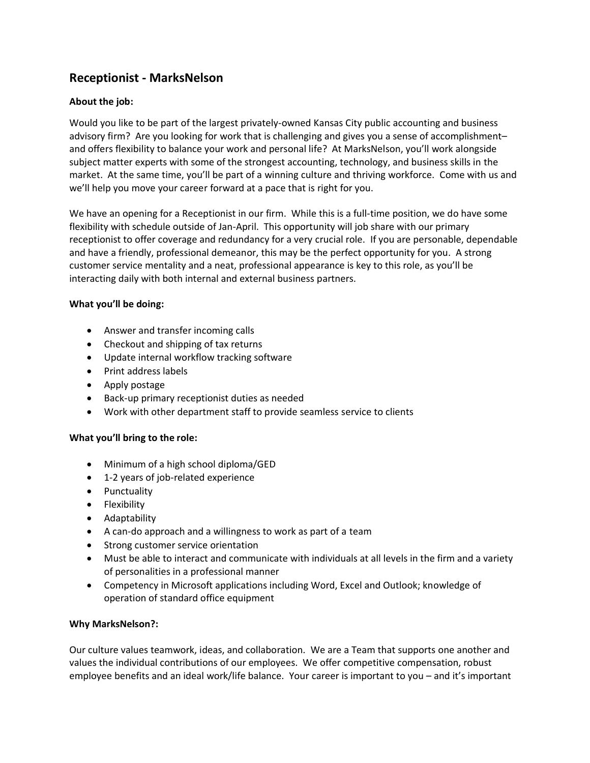## Receptionist - MarksNelson

**About the job:**

Would you like to be part of the largest privately-owned Kansas City public accounting and business advisory firm? Are you looking for work that is challenging and gives you a sense of accomplishment– and offers flexibility to balance your work and personal life? At MarksNelson, you'll work alongside subject matter experts with some of the strongest accounting, technology, and business skills in the market. At the same time, you'll be part of a winning culture and thriving workforce. Come with us and we'll help you move your career forward at a pace that is right for you.

We have an opening for a Receptionist in our firm. While this is a full-time position, we do have some flexibility with schedule outside of Jan-April. This opportunity will job share with our primary receptionist to offer coverage and redundancy for a very crucial role. If you are personable, dependable and have a friendly, professional demeanor, this may be the perfect opportunity for you. A strong customer service mentality and a neat, professional appearance is key to this role, as you'll be interacting daily with both internal and external business partners.

**What you'll be doing:**

- Answer and transfer incoming calls
- Checkout and shipping of tax returns
- Update internal workflow tracking software
- Print address labels
- Apply postage
- Back-up primary receptionist duties as needed
- Work with other department staff to provide seamless service to clients

**What you'll bring to the role:**

- Minimum of a high school diploma/GED
- 1-2 years of job-related experience
- Punctuality
- Flexibility
- Adaptability
- A can-do approach and a willingness to work as part of a team
- Strong customer service orientation
- Must be able to interact and communicate with individuals at all levels in the firm and a variety of personalities in a professional manner
- Competency in Microsoft applications including Word, Excel and Outlook; knowledge of operation of standard office equipment

**Why MarksNelson?:**

Our culture values teamwork, ideas, and collaboration. We are a Team that supports one another and values the individual contributions of our employees. We offer competitive compensation, robust employee benefits and an ideal work/life balance. Your career is important to you – and it's important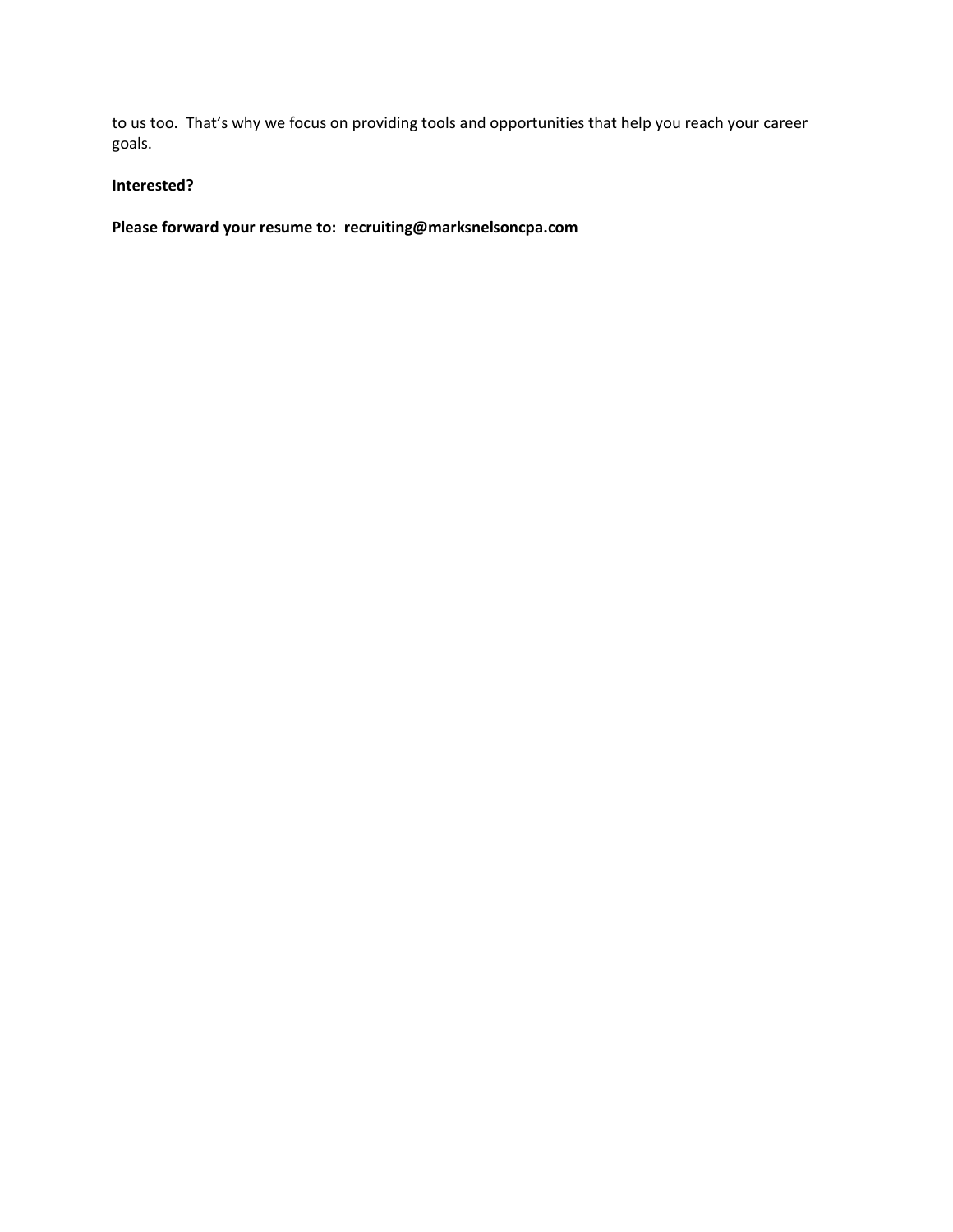to us too. That's why we focus on providing tools and opportunities that help you reach your career goals.

**Interested?**

**Please forward your resume to: recruiting@marksnelsoncpa.com**